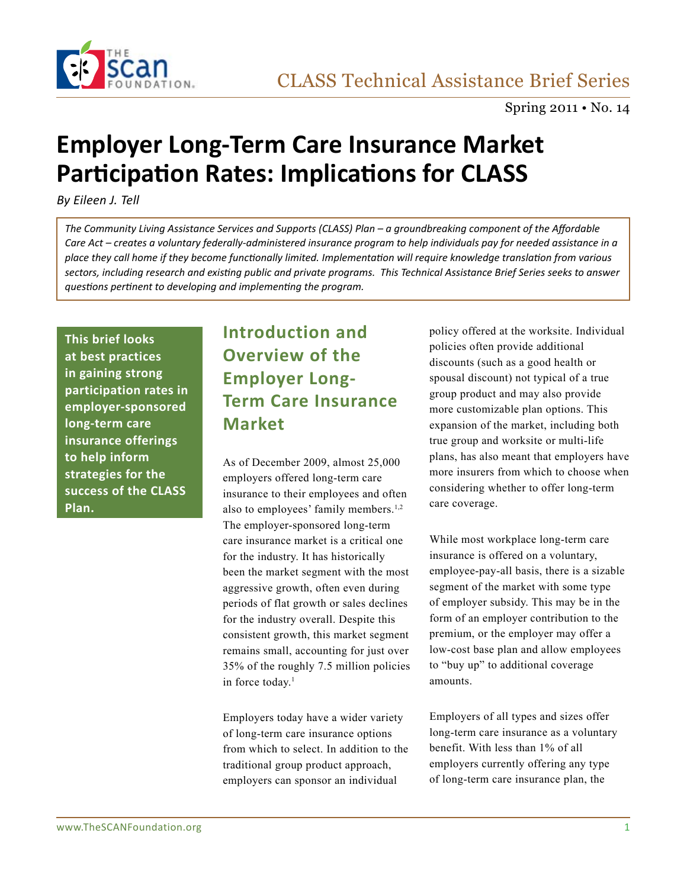CLASS Technical Assistance Brief Series

Spring 2011 • No. 14

# Employer Long-Term Care Insurance Market Participation Rates: Implications for CLASS

*By Eileen J. Tell*

*The Community Living Assistance Services and Supports (CLASS) Plan – a groundbreaking component of the Affordable Care Act – creates a voluntary federally-administered insurance program to help individuals pay for needed assistance in a place they call home if they become functionally limited. Implementation will require knowledge translation from various sectors, including research and existing public and private programs. This Technical Assistance Brief Series seeks to answer questions pertinent to developing and implementing the program.*

**This brief looks at best practices in gaining strong participation rates in employer-sponsored long-term care insurance offerings to help inform strategies for the success of the CLASS Plan.**

## Introduction and Overview of the Employer Long-Term Care Insurance Market

As of December 2009, almost 25,000 employers offered long-term care insurance to their employees and often also to employees' family members.[1,2] The employer-sponsored long-term care insurance market is a critical one for the industry. It has historically been the market segment with the most aggressive growth, often even during periods of flat growth or sales declines for the industry overall. Despite this consistent growth, this market segment remains small, accounting for just over 35% of the roughly 7.5 million policies in force today.[1]

Employers today have a wider variety of long-term care insurance options from which to select. In addition to the traditional group product approach, employers can sponsor an individual policy offered at the worksite. Individual policies often provide additional discounts (such as a good health or spousal discount) not typical of a true group product and may also provide more customizable plan options. This expansion of the market, including both true group and worksite or multi-life plans, has also meant that employers have more insurers from which to choose when considering whether to offer long-term care coverage.

While most workplace long-term care insurance is offered on a voluntary, employee-pay-all basis, there is a sizable segment of the market with some type of employer subsidy. This may be in the form of an employer contribution to the premium, or the employer may offer a low-cost base plan and allow employees to "buy up" to additional coverage amounts.

Employers of all types and sizes offer long-term care insurance as a voluntary benefit. With less than 1% of all employers currently offering any type of long-term care insurance plan, the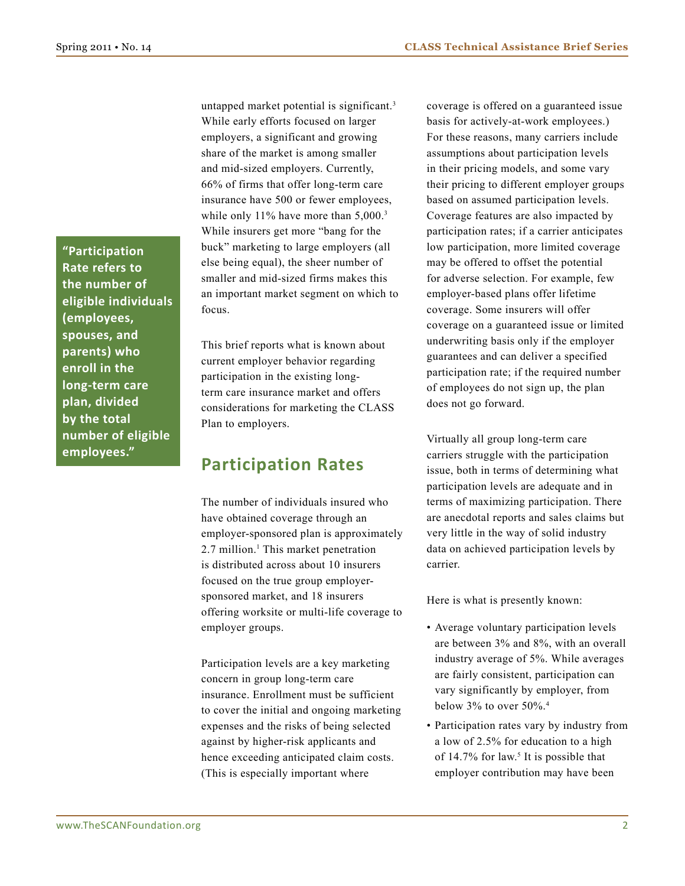untapped market potential is significant.[3] While early efforts focused on larger employers, a significant and growing share of the market is among smaller and mid-sized employers. Currently, 66% of firms that offer long-term care insurance have 500 or fewer employees, while only 11% have more than 5,000.[3] While insurers get more "bang for the buck" marketing to large employers (all else being equal), the sheer number of smaller and mid-sized firms makes this an important market segment on which to focus.

> **"Participation Rate refers to the number of eligible individuals (employees, spouses, and parents) who enroll in the long-term care plan, divided by the total number of eligible employees."**

This brief reports what is known about current employer behavior regarding participation in the existing long-term care insurance market and offers considerations for marketing the CLASS Plan to employers.

## Participation Rates

The number of individuals insured who have obtained coverage through an employer-sponsored plan is approximately 2.7 million.[1] This market penetration is distributed across about 10 insurers focused on the true group employer-sponsored market, and 18 insurers offering worksite or multi-life coverage to employer groups.

Participation levels are a key marketing concern in group long-term care insurance. Enrollment must be sufficient to cover the initial and ongoing marketing expenses and the risks of being selected against by higher-risk applicants and hence exceeding anticipated claim costs. (This is especially important where coverage is offered on a guaranteed issue basis for actively-at-work employees.) For these reasons, many carriers include assumptions about participation levels in their pricing models, and some vary their pricing to different employer groups based on assumed participation levels. Coverage features are also impacted by participation rates; if a carrier anticipates low participation, more limited coverage may be offered to offset the potential for adverse selection. For example, few employer-based plans offer lifetime coverage. Some insurers will offer coverage on a guaranteed issue or limited underwriting basis only if the employer guarantees and can deliver a specified participation rate; if the required number of employees do not sign up, the plan does not go forward.

Virtually all group long-term care carriers struggle with the participation issue, both in terms of determining what participation levels are adequate and in terms of maximizing participation. There are anecdotal reports and sales claims but very little in the way of solid industry data on achieved participation levels by carrier.

Here is what is presently known:

- Average voluntary participation levels are between 3% and 8%, with an overall industry average of 5%. While averages are fairly consistent, participation can vary significantly by employer, from below 3% to over 50%.[4]
- Participation rates vary by industry from a low of 2.5% for education to a high of 14.7% for law.[5] It is possible that employer contribution may have been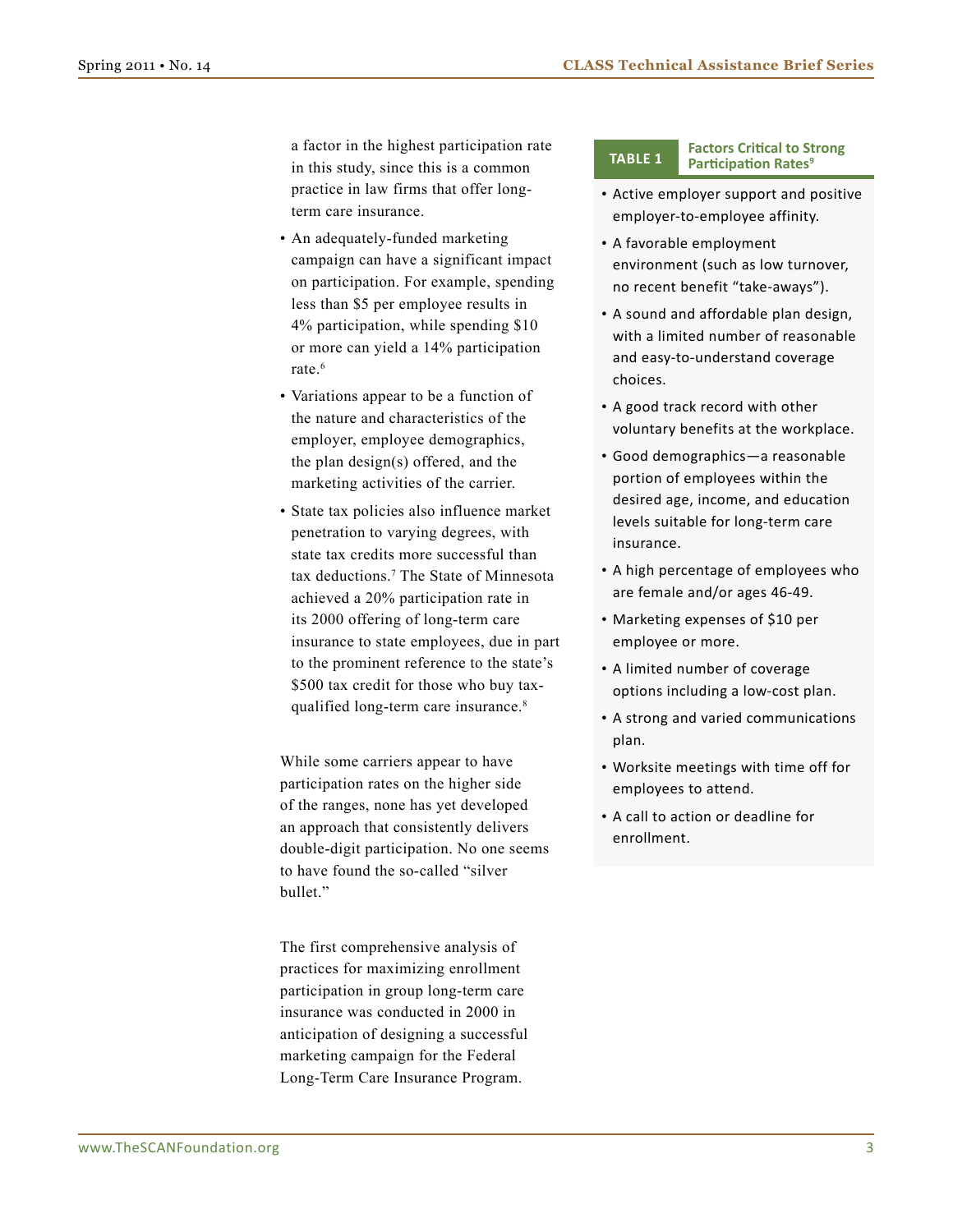a factor in the highest participation rate in this study, since this is a common practice in law firms that offer long-term care insurance.

- An adequately-funded marketing campaign can have a significant impact on participation. For example, spending less than $5 per employee results in 4% participation, while spending $10 or more can yield a 14% participation rate.[6]
- Variations appear to be a function of the nature and characteristics of the employer, employee demographics, the plan design(s) offered, and the marketing activities of the carrier.
- State tax policies also influence market penetration to varying degrees, with state tax credits more successful than tax deductions.[7] The State of Minnesota achieved a 20% participation rate in its 2000 offering of long-term care insurance to state employees, due in part to the prominent reference to the state's $500 tax credit for those who buy tax-qualified long-term care insurance.[8]

While some carriers appear to have participation rates on the higher side of the ranges, none has yet developed an approach that consistently delivers double-digit participation. No one seems to have found the so-called "silver bullet."

The first comprehensive analysis of practices for maximizing enrollment participation in group long-term care insurance was conducted in 2000 in anticipation of designing a successful marketing campaign for the Federal Long-Term Care Insurance Program.

**TABLE 1 Factors Critical to Strong Participation Rates[9]**

- Active employer support and positive employer-to-employee affinity.
- A favorable employment environment (such as low turnover, no recent benefit "take-aways").
- A sound and affordable plan design, with a limited number of reasonable and easy-to-understand coverage choices.
- A good track record with other voluntary benefits at the workplace.
- Good demographics—a reasonable portion of employees within the desired age, income, and education levels suitable for long-term care insurance.
- A high percentage of employees who are female and/or ages 46-49.
- Marketing expenses of $10 per employee or more.
- A limited number of coverage options including a low-cost plan.
- A strong and varied communications plan.
- Worksite meetings with time off for employees to attend.
- A call to action or deadline for enrollment.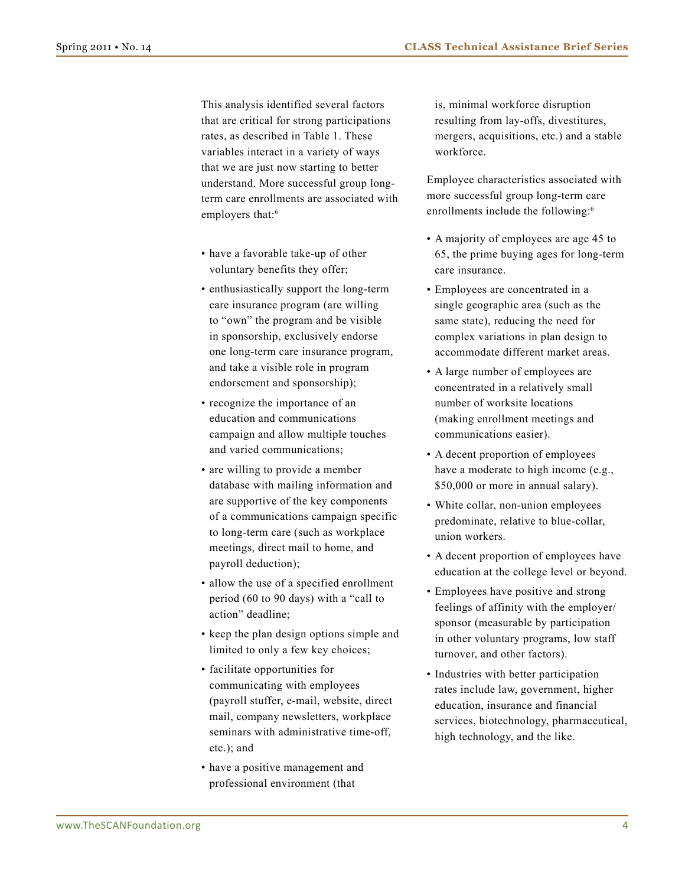This analysis identified several factors that are critical for strong participations rates, as described in Table 1. These variables interact in a variety of ways that we are just now starting to better understand. More successful group long-term care enrollments are associated with employers that:[6]

- have a favorable take-up of other voluntary benefits they offer;
- enthusiastically support the long-term care insurance program (are willing to "own" the program and be visible in sponsorship, exclusively endorse one long-term care insurance program, and take a visible role in program endorsement and sponsorship);
- recognize the importance of an education and communications campaign and allow multiple touches and varied communications;
- are willing to provide a member database with mailing information and are supportive of the key components of a communications campaign specific to long-term care (such as workplace meetings, direct mail to home, and payroll deduction);
- allow the use of a specified enrollment period (60 to 90 days) with a "call to action" deadline;
- keep the plan design options simple and limited to only a few key choices;
- facilitate opportunities for communicating with employees (payroll stuffer, e-mail, website, direct mail, company newsletters, workplace seminars with administrative time-off, etc.); and
- have a positive management and professional environment (that is, minimal workforce disruption resulting from lay-offs, divestitures, mergers, acquisitions, etc.) and a stable workforce.

Employee characteristics associated with more successful group long-term care enrollments include the following:[6]

- A majority of employees are age 45 to 65, the prime buying ages for long-term care insurance.
- Employees are concentrated in a single geographic area (such as the same state), reducing the need for complex variations in plan design to accommodate different market areas.
- A large number of employees are concentrated in a relatively small number of worksite locations (making enrollment meetings and communications easier).
- A decent proportion of employees have a moderate to high income (e.g., $50,000 or more in annual salary).
- White collar, non-union employees predominate, relative to blue-collar, union workers.
- A decent proportion of employees have education at the college level or beyond.
- Employees have positive and strong feelings of affinity with the employer/sponsor (measurable by participation in other voluntary programs, low staff turnover, and other factors).
- Industries with better participation rates include law, government, higher education, insurance and financial services, biotechnology, pharmaceutical, high technology, and the like.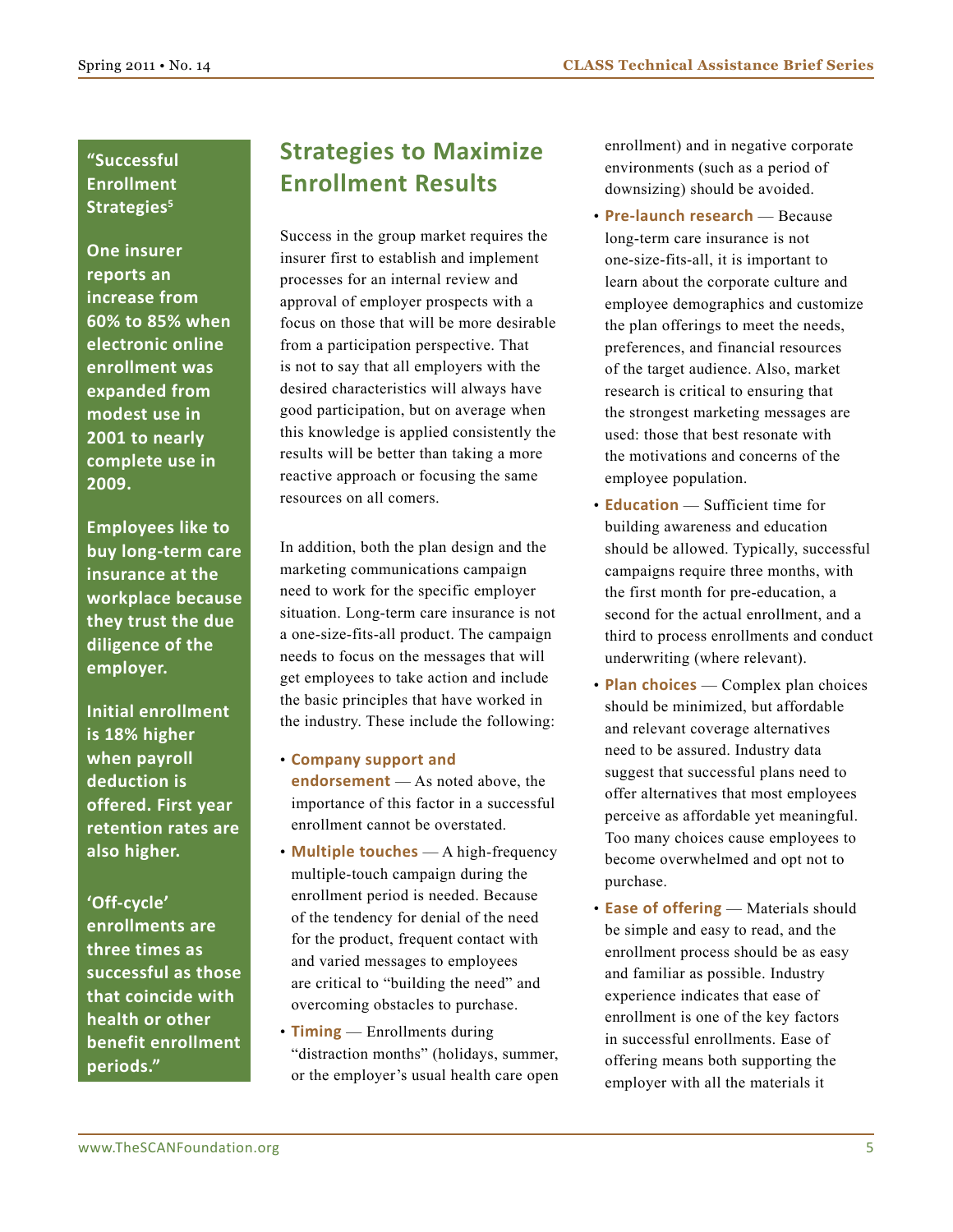**"Successful Enrollment Strategies[5]**

**One insurer reports an increase from 60% to 85% when electronic online enrollment was expanded from modest use in 2001 to nearly complete use in 2009.**

**Employees like to buy long-term care insurance at the workplace because they trust the due diligence of the employer.**

**Initial enrollment is 18% higher when payroll deduction is offered. First year retention rates are also higher.**

**'Off-cycle' enrollments are three times as successful as those that coincide with health or other benefit enrollment periods."**

## Strategies to Maximize Enrollment Results

Success in the group market requires the insurer first to establish and implement processes for an internal review and approval of employer prospects with a focus on those that will be more desirable from a participation perspective. That is not to say that all employers with the desired characteristics will always have good participation, but on average when this knowledge is applied consistently the results will be better than taking a more reactive approach or focusing the same resources on all comers.

In addition, both the plan design and the marketing communications campaign need to work for the specific employer situation. Long-term care insurance is not a one-size-fits-all product. The campaign needs to focus on the messages that will get employees to take action and include the basic principles that have worked in the industry. These include the following:

- **Company support and endorsement** — As noted above, the importance of this factor in a successful enrollment cannot be overstated.
- **Multiple touches** — A high-frequency multiple-touch campaign during the enrollment period is needed. Because of the tendency for denial of the need for the product, frequent contact with and varied messages to employees are critical to "building the need" and overcoming obstacles to purchase.
- **Timing** — Enrollments during "distraction months" (holidays, summer, or the employer's usual health care open enrollment) and in negative corporate environments (such as a period of downsizing) should be avoided.
- **Pre-launch research** — Because long-term care insurance is not one-size-fits-all, it is important to learn about the corporate culture and employee demographics and customize the plan offerings to meet the needs, preferences, and financial resources of the target audience. Also, market research is critical to ensuring that the strongest marketing messages are used: those that best resonate with the motivations and concerns of the employee population.
- **Education** — Sufficient time for building awareness and education should be allowed. Typically, successful campaigns require three months, with the first month for pre-education, a second for the actual enrollment, and a third to process enrollments and conduct underwriting (where relevant).
- **Plan choices** — Complex plan choices should be minimized, but affordable and relevant coverage alternatives need to be assured. Industry data suggest that successful plans need to offer alternatives that most employees perceive as affordable yet meaningful. Too many choices cause employees to become overwhelmed and opt not to purchase.
- **Ease of offering** — Materials should be simple and easy to read, and the enrollment process should be as easy and familiar as possible. Industry experience indicates that ease of enrollment is one of the key factors in successful enrollments. Ease of offering means both supporting the employer with all the materials it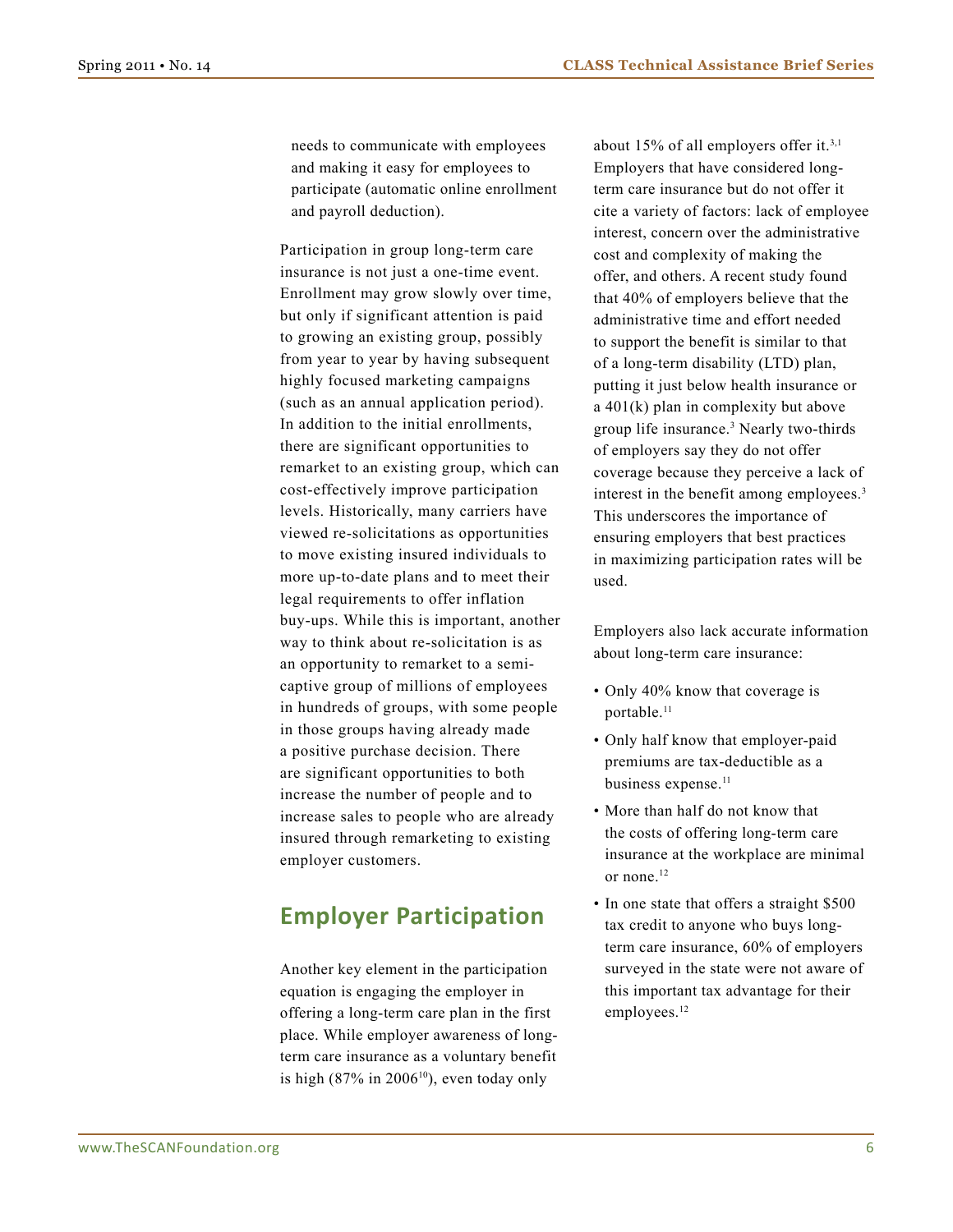needs to communicate with employees and making it easy for employees to participate (automatic online enrollment and payroll deduction).

Participation in group long-term care insurance is not just a one-time event. Enrollment may grow slowly over time, but only if significant attention is paid to growing an existing group, possibly from year to year by having subsequent highly focused marketing campaigns (such as an annual application period). In addition to the initial enrollments, there are significant opportunities to remarket to an existing group, which can cost-effectively improve participation levels. Historically, many carriers have viewed re-solicitations as opportunities to move existing insured individuals to more up-to-date plans and to meet their legal requirements to offer inflation buy-ups. While this is important, another way to think about re-solicitation is as an opportunity to remarket to a semi-captive group of millions of employees in hundreds of groups, with some people in those groups having already made a positive purchase decision. There are significant opportunities to both increase the number of people and to increase sales to people who are already insured through remarketing to existing employer customers.

## Employer Participation

Another key element in the participation equation is engaging the employer in offering a long-term care plan in the first place. While employer awareness of long-term care insurance as a voluntary benefit is high (87% in 2006[10]), even today only about 15% of all employers offer it.[3,1] Employers that have considered long-term care insurance but do not offer it cite a variety of factors: lack of employee interest, concern over the administrative cost and complexity of making the offer, and others. A recent study found that 40% of employers believe that the administrative time and effort needed to support the benefit is similar to that of a long-term disability (LTD) plan, putting it just below health insurance or a 401(k) plan in complexity but above group life insurance.[3] Nearly two-thirds of employers say they do not offer coverage because they perceive a lack of interest in the benefit among employees.[3] This underscores the importance of ensuring employers that best practices in maximizing participation rates will be used.

Employers also lack accurate information about long-term care insurance:

- Only 40% know that coverage is portable.[11]
- Only half know that employer-paid premiums are tax-deductible as a business expense.[11]
- More than half do not know that the costs of offering long-term care insurance at the workplace are minimal or none.[12]
- In one state that offers a straight $500 tax credit to anyone who buys long-term care insurance, 60% of employers surveyed in the state were not aware of this important tax advantage for their employees.[12]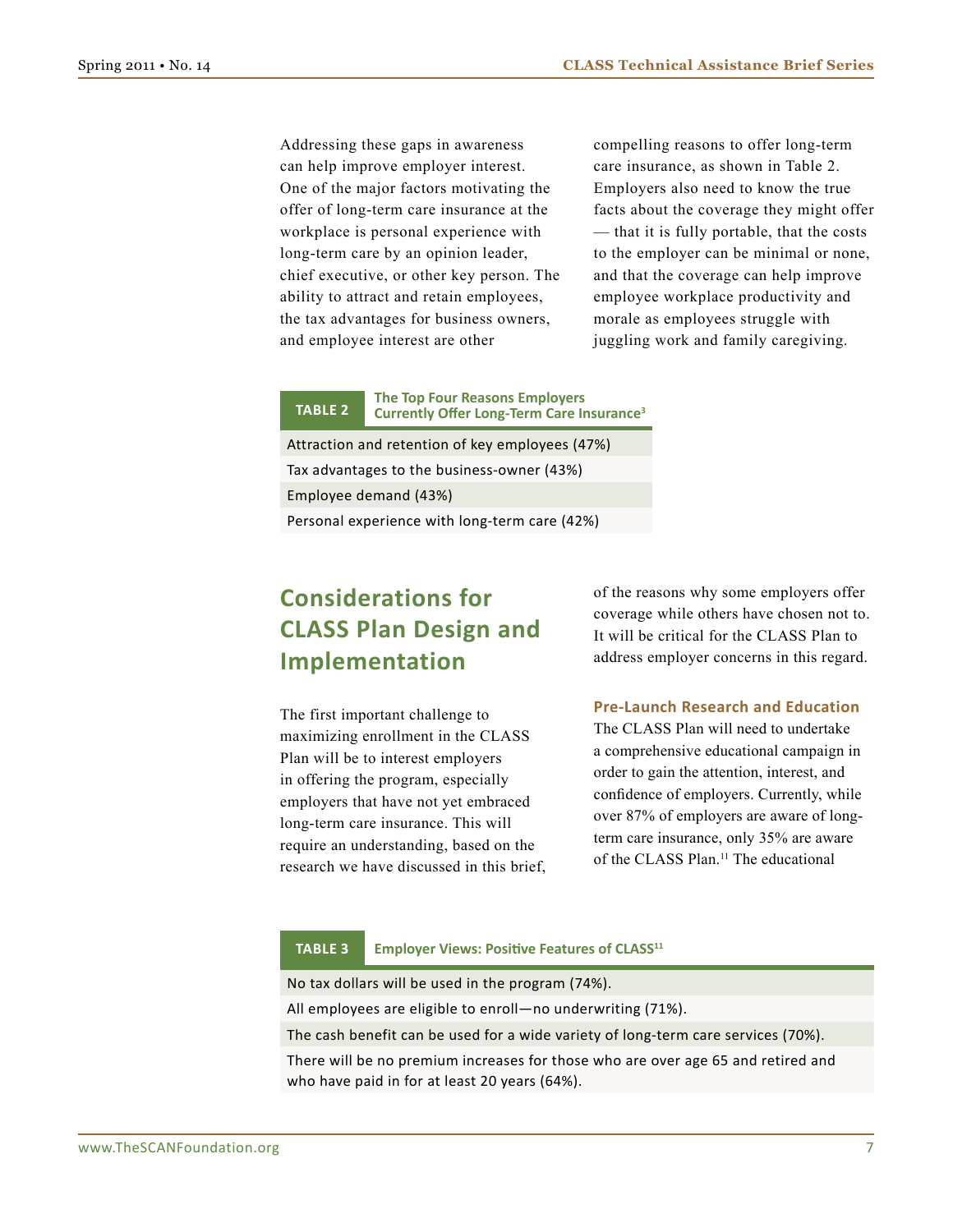Addressing these gaps in awareness can help improve employer interest. One of the major factors motivating the offer of long-term care insurance at the workplace is personal experience with long-term care by an opinion leader, chief executive, or other key person. The ability to attract and retain employees, the tax advantages for business owners, and employee interest are other compelling reasons to offer long-term care insurance, as shown in Table 2. Employers also need to know the true facts about the coverage they might offer — that it is fully portable, that the costs to the employer can be minimal or none, and that the coverage can help improve employee workplace productivity and morale as employees struggle with juggling work and family caregiving.

| TABLE 2 — The Top Four Reasons Employers Currently Offer Long-Term Care Insurance[3] |
|---|
| Attraction and retention of key employees (47%) |
| Tax advantages to the business-owner (43%) |
| Employee demand (43%) |
| Personal experience with long-term care (42%) |

## Considerations for CLASS Plan Design and Implementation

The first important challenge to maximizing enrollment in the CLASS Plan will be to interest employers in offering the program, especially employers that have not yet embraced long-term care insurance. This will require an understanding, based on the research we have discussed in this brief, of the reasons why some employers offer coverage while others have chosen not to. It will be critical for the CLASS Plan to address employer concerns in this regard.

### Pre-Launch Research and Education

The CLASS Plan will need to undertake a comprehensive educational campaign in order to gain the attention, interest, and confidence of employers. Currently, while over 87% of employers are aware of long-term care insurance, only 35% are aware of the CLASS Plan.[11] The educational

| TABLE 3 — Employer Views: Positive Features of CLASS[11] |
|---|
| No tax dollars will be used in the program (74%). |
| All employees are eligible to enroll—no underwriting (71%). |
| The cash benefit can be used for a wide variety of long-term care services (70%). |
| There will be no premium increases for those who are over age 65 and retired and who have paid in for at least 20 years (64%). |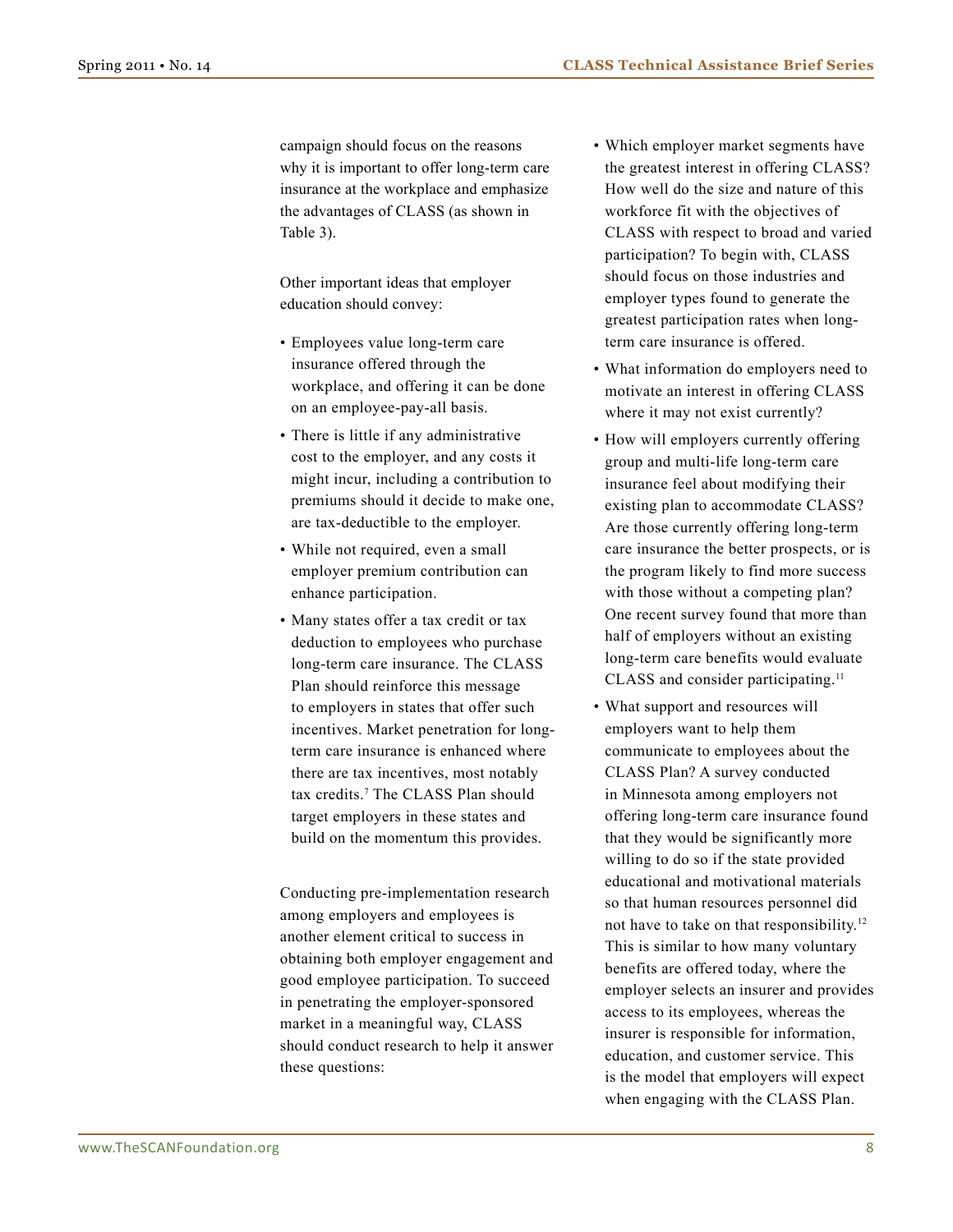campaign should focus on the reasons why it is important to offer long-term care insurance at the workplace and emphasize the advantages of CLASS (as shown in Table 3).

Other important ideas that employer education should convey:

- Employees value long-term care insurance offered through the workplace, and offering it can be done on an employee-pay-all basis.
- There is little if any administrative cost to the employer, and any costs it might incur, including a contribution to premiums should it decide to make one, are tax-deductible to the employer.
- While not required, even a small employer premium contribution can enhance participation.
- Many states offer a tax credit or tax deduction to employees who purchase long-term care insurance. The CLASS Plan should reinforce this message to employers in states that offer such incentives. Market penetration for long-term care insurance is enhanced where there are tax incentives, most notably tax credits.[7] The CLASS Plan should target employers in these states and build on the momentum this provides.

Conducting pre-implementation research among employers and employees is another element critical to success in obtaining both employer engagement and good employee participation. To succeed in penetrating the employer-sponsored market in a meaningful way, CLASS should conduct research to help it answer these questions:

- Which employer market segments have the greatest interest in offering CLASS? How well do the size and nature of this workforce fit with the objectives of CLASS with respect to broad and varied participation? To begin with, CLASS should focus on those industries and employer types found to generate the greatest participation rates when long-term care insurance is offered.
- What information do employers need to motivate an interest in offering CLASS where it may not exist currently?
- How will employers currently offering group and multi-life long-term care insurance feel about modifying their existing plan to accommodate CLASS? Are those currently offering long-term care insurance the better prospects, or is the program likely to find more success with those without a competing plan? One recent survey found that more than half of employers without an existing long-term care benefits would evaluate CLASS and consider participating.[11]
- What support and resources will employers want to help them communicate to employees about the CLASS Plan? A survey conducted in Minnesota among employers not offering long-term care insurance found that they would be significantly more willing to do so if the state provided educational and motivational materials so that human resources personnel did not have to take on that responsibility.[12] This is similar to how many voluntary benefits are offered today, where the employer selects an insurer and provides access to its employees, whereas the insurer is responsible for information, education, and customer service. This is the model that employers will expect when engaging with the CLASS Plan.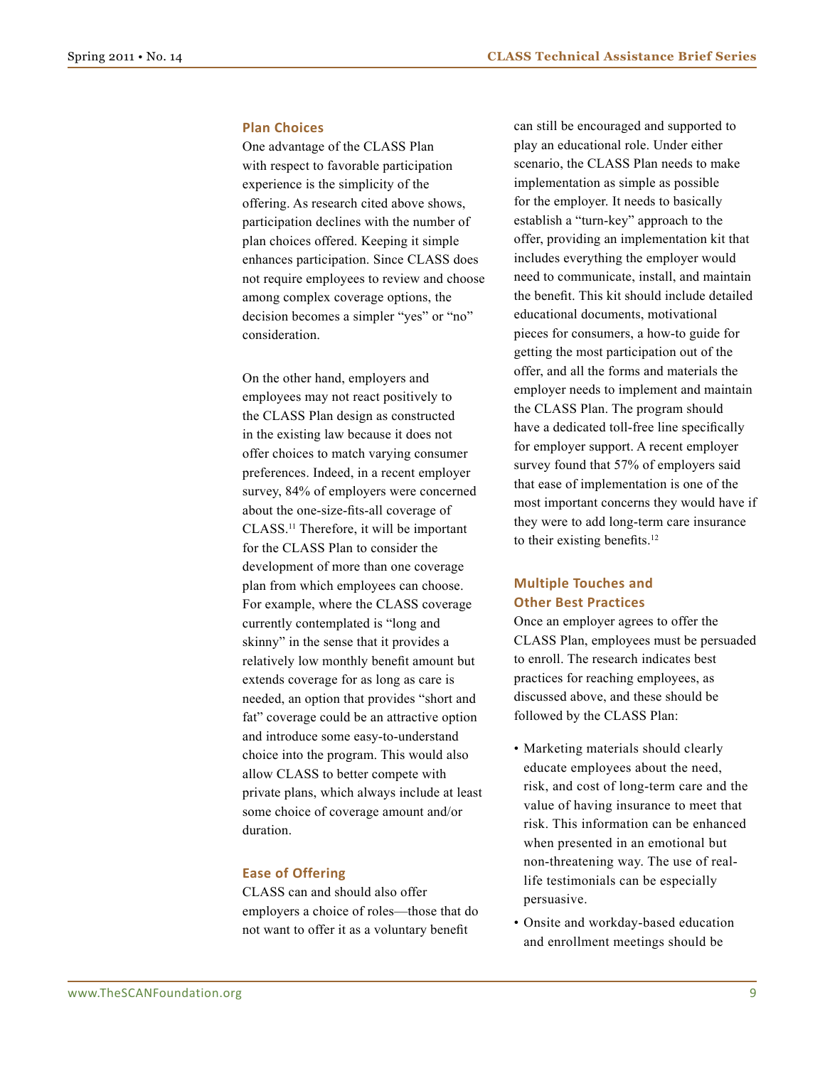### Plan Choices

One advantage of the CLASS Plan with respect to favorable participation experience is the simplicity of the offering. As research cited above shows, participation declines with the number of plan choices offered. Keeping it simple enhances participation. Since CLASS does not require employees to review and choose among complex coverage options, the decision becomes a simpler "yes" or "no" consideration.

On the other hand, employers and employees may not react positively to the CLASS Plan design as constructed in the existing law because it does not offer choices to match varying consumer preferences. Indeed, in a recent employer survey, 84% of employers were concerned about the one-size-fits-all coverage of CLASS.[11] Therefore, it will be important for the CLASS Plan to consider the development of more than one coverage plan from which employees can choose. For example, where the CLASS coverage currently contemplated is "long and skinny" in the sense that it provides a relatively low monthly benefit amount but extends coverage for as long as care is needed, an option that provides "short and fat" coverage could be an attractive option and introduce some easy-to-understand choice into the program. This would also allow CLASS to better compete with private plans, which always include at least some choice of coverage amount and/or duration.

### Ease of Offering

CLASS can and should also offer employers a choice of roles—those that do not want to offer it as a voluntary benefit can still be encouraged and supported to play an educational role. Under either scenario, the CLASS Plan needs to make implementation as simple as possible for the employer. It needs to basically establish a "turn-key" approach to the offer, providing an implementation kit that includes everything the employer would need to communicate, install, and maintain the benefit. This kit should include detailed educational documents, motivational pieces for consumers, a how-to guide for getting the most participation out of the offer, and all the forms and materials the employer needs to implement and maintain the CLASS Plan. The program should have a dedicated toll-free line specifically for employer support. A recent employer survey found that 57% of employers said that ease of implementation is one of the most important concerns they would have if they were to add long-term care insurance to their existing benefits.[12]

### Multiple Touches and Other Best Practices

Once an employer agrees to offer the CLASS Plan, employees must be persuaded to enroll. The research indicates best practices for reaching employees, as discussed above, and these should be followed by the CLASS Plan:

- Marketing materials should clearly educate employees about the need, risk, and cost of long-term care and the value of having insurance to meet that risk. This information can be enhanced when presented in an emotional but non-threatening way. The use of real-life testimonials can be especially persuasive.
- Onsite and workday-based education and enrollment meetings should be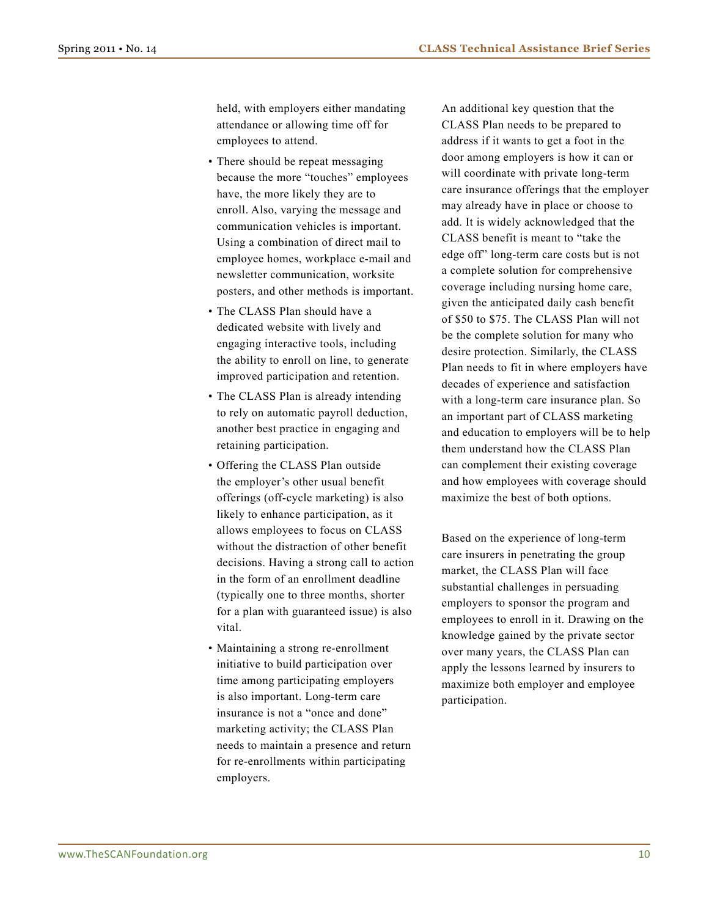held, with employers either mandating attendance or allowing time off for employees to attend.

- There should be repeat messaging because the more "touches" employees have, the more likely they are to enroll. Also, varying the message and communication vehicles is important. Using a combination of direct mail to employee homes, workplace e-mail and newsletter communication, worksite posters, and other methods is important.
- The CLASS Plan should have a dedicated website with lively and engaging interactive tools, including the ability to enroll on line, to generate improved participation and retention.
- The CLASS Plan is already intending to rely on automatic payroll deduction, another best practice in engaging and retaining participation.
- Offering the CLASS Plan outside the employer's other usual benefit offerings (off-cycle marketing) is also likely to enhance participation, as it allows employees to focus on CLASS without the distraction of other benefit decisions. Having a strong call to action in the form of an enrollment deadline (typically one to three months, shorter for a plan with guaranteed issue) is also vital.
- Maintaining a strong re-enrollment initiative to build participation over time among participating employers is also important. Long-term care insurance is not a "once and done" marketing activity; the CLASS Plan needs to maintain a presence and return for re-enrollments within participating employers.

An additional key question that the CLASS Plan needs to be prepared to address if it wants to get a foot in the door among employers is how it can or will coordinate with private long-term care insurance offerings that the employer may already have in place or choose to add. It is widely acknowledged that the CLASS benefit is meant to "take the edge off" long-term care costs but is not a complete solution for comprehensive coverage including nursing home care, given the anticipated daily cash benefit of $50 to $75. The CLASS Plan will not be the complete solution for many who desire protection. Similarly, the CLASS Plan needs to fit in where employers have decades of experience and satisfaction with a long-term care insurance plan. So an important part of CLASS marketing and education to employers will be to help them understand how the CLASS Plan can complement their existing coverage and how employees with coverage should maximize the best of both options.

Based on the experience of long-term care insurers in penetrating the group market, the CLASS Plan will face substantial challenges in persuading employers to sponsor the program and employees to enroll in it. Drawing on the knowledge gained by the private sector over many years, the CLASS Plan can apply the lessons learned by insurers to maximize both employer and employee participation.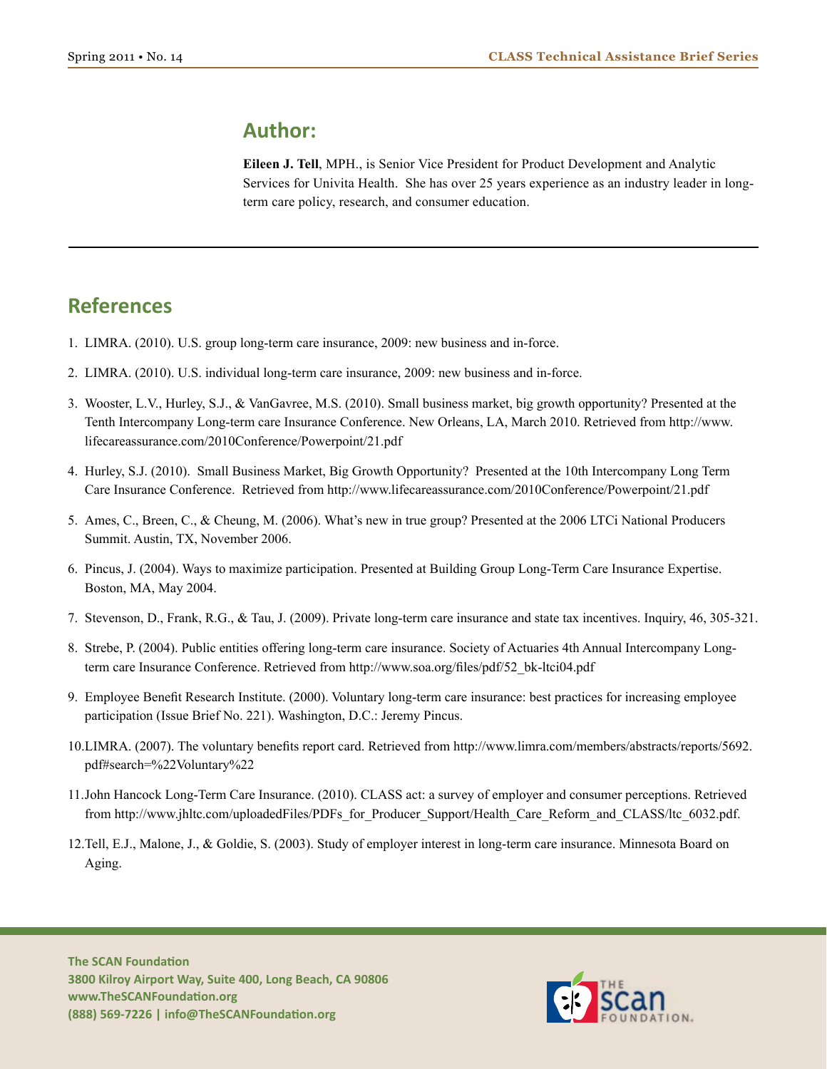## Author:

**Eileen J. Tell**, MPH., is Senior Vice President for Product Development and Analytic Services for Univita Health. She has over 25 years experience as an industry leader in long-term care policy, research, and consumer education.

---

## References

1. LIMRA. (2010). U.S. group long-term care insurance, 2009: new business and in-force.

2. LIMRA. (2010). U.S. individual long-term care insurance, 2009: new business and in-force.

3. Wooster, L.V., Hurley, S.J., & VanGavree, M.S. (2010). Small business market, big growth opportunity? Presented at the Tenth Intercompany Long-term care Insurance Conference. New Orleans, LA, March 2010. Retrieved from http://www.lifecareassurance.com/2010Conference/Powerpoint/21.pdf

4. Hurley, S.J. (2010). Small Business Market, Big Growth Opportunity? Presented at the 10th Intercompany Long Term Care Insurance Conference. Retrieved from http://www.lifecareassurance.com/2010Conference/Powerpoint/21.pdf

5. Ames, C., Breen, C., & Cheung, M. (2006). What's new in true group? Presented at the 2006 LTCi National Producers Summit. Austin, TX, November 2006.

6. Pincus, J. (2004). Ways to maximize participation. Presented at Building Group Long-Term Care Insurance Expertise. Boston, MA, May 2004.

7. Stevenson, D., Frank, R.G., & Tau, J. (2009). Private long-term care insurance and state tax incentives. Inquiry, 46, 305-321.

8. Strebe, P. (2004). Public entities offering long-term care insurance. Society of Actuaries 4th Annual Intercompany Long-term care Insurance Conference. Retrieved from http://www.soa.org/files/pdf/52_bk-ltci04.pdf

9. Employee Benefit Research Institute. (2000). Voluntary long-term care insurance: best practices for increasing employee participation (Issue Brief No. 221). Washington, D.C.: Jeremy Pincus.

10. LIMRA. (2007). The voluntary benefits report card. Retrieved from http://www.limra.com/members/abstracts/reports/5692.pdf#search=%22Voluntary%22

11. John Hancock Long-Term Care Insurance. (2010). CLASS act: a survey of employer and consumer perceptions. Retrieved from http://www.jhltc.com/uploadedFiles/PDFs_for_Producer_Support/Health_Care_Reform_and_CLASS/ltc_6032.pdf.

12. Tell, E.J., Malone, J., & Goldie, S. (2003). Study of employer interest in long-term care insurance. Minnesota Board on Aging.

**The SCAN Foundation**
**3800 Kilroy Airport Way, Suite 400, Long Beach, CA 90806**
**www.TheSCANFoundation.org**
**(888) 569-7226 | info@TheSCANFoundation.org**